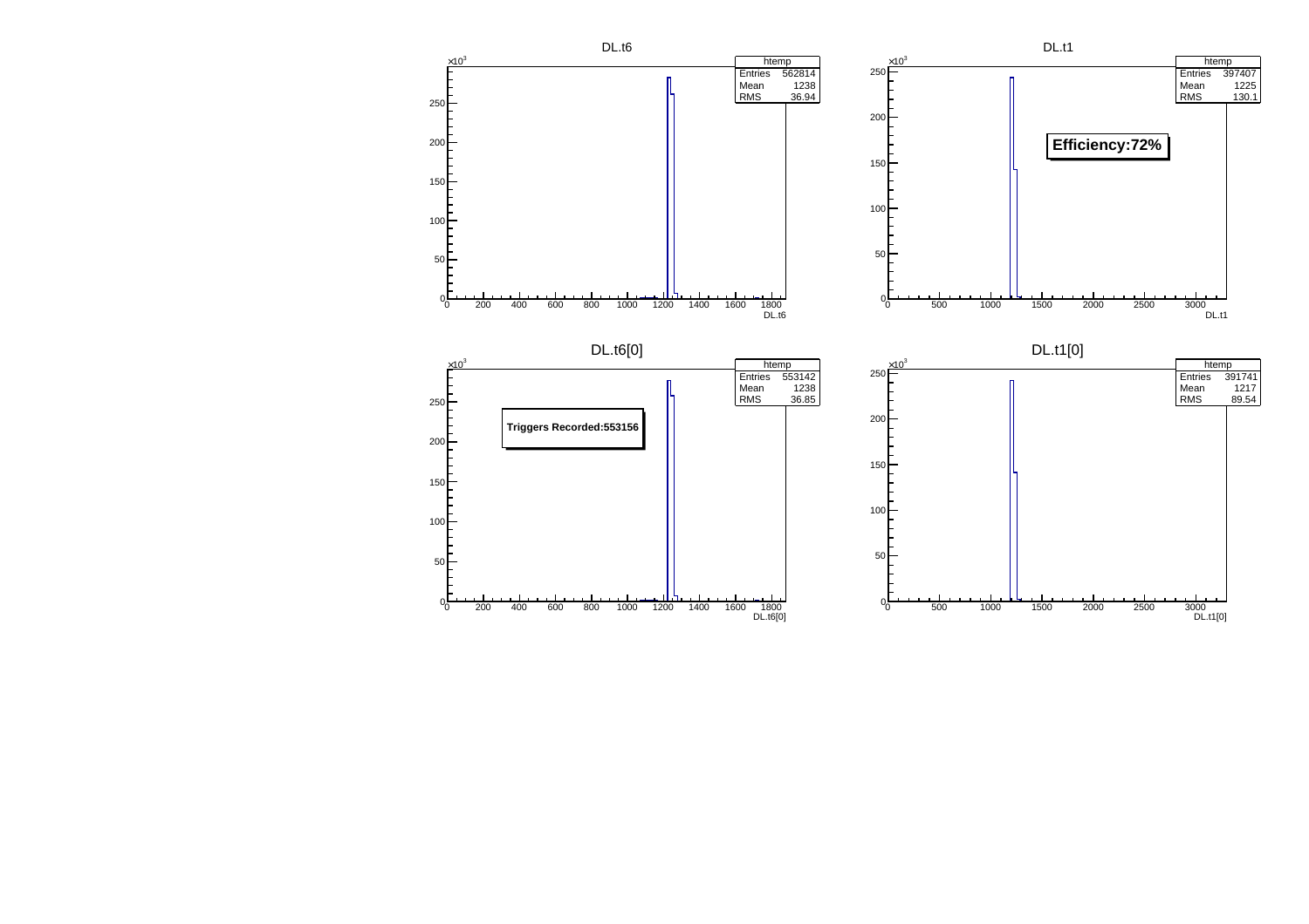## DL.t6

| htemp | |
|---|---|
| Entries | 562814 |
| Mean | 1238 |
| RMS | 36.94 |

## DL.t1

| htemp | |
|---|---|
| Entries | 397407 |
| Mean | 1225 |
| RMS | 130.1 |

**Efficiency:72%**

## DL.t6[0]

| htemp | |
|---|---|
| Entries | 553142 |
| Mean | 1238 |
| RMS | 36.85 |

**Triggers Recorded:553156**

## DL.t1[0]

| htemp | |
|---|---|
| Entries | 391741 |
| Mean | 1217 |
| RMS | 89.54 |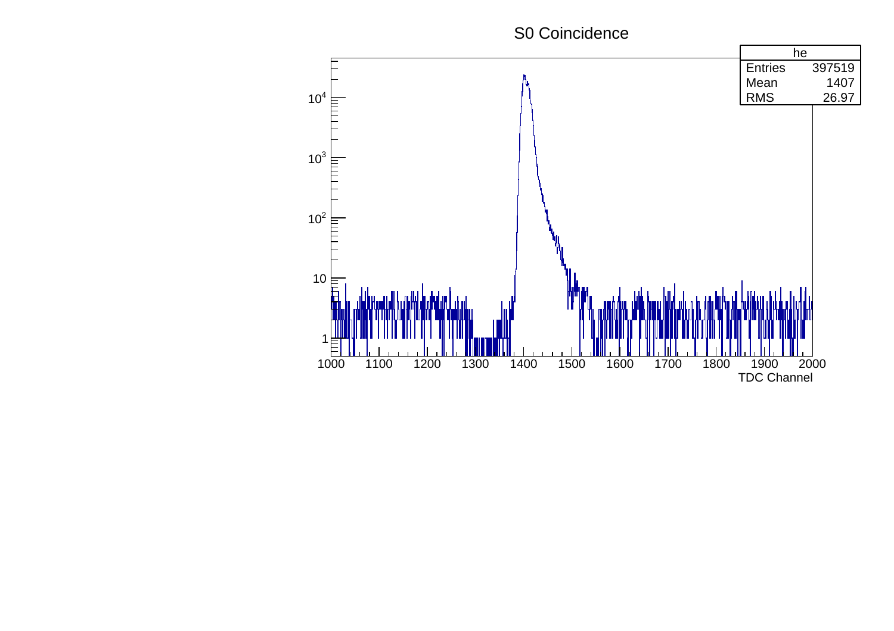# S0 Coincidence

| he | |
|---|---|
| Entries | 397519 |
| Mean | 1407 |
| RMS | 26.97 |

TDC Channel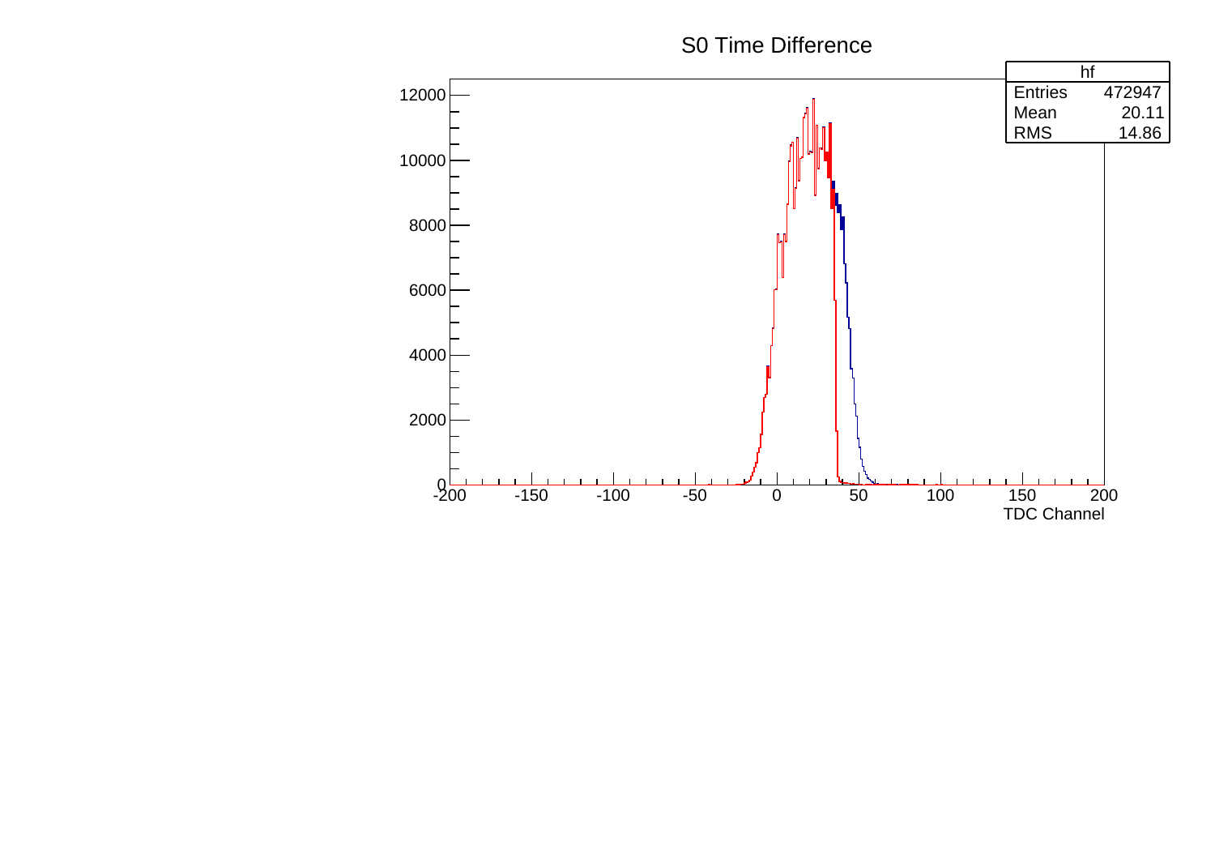S0 Time Difference

| hf | |
|---|---|
| Entries | 472947 |
| Mean | 20.11 |
| RMS | 14.86 |

TDC Channel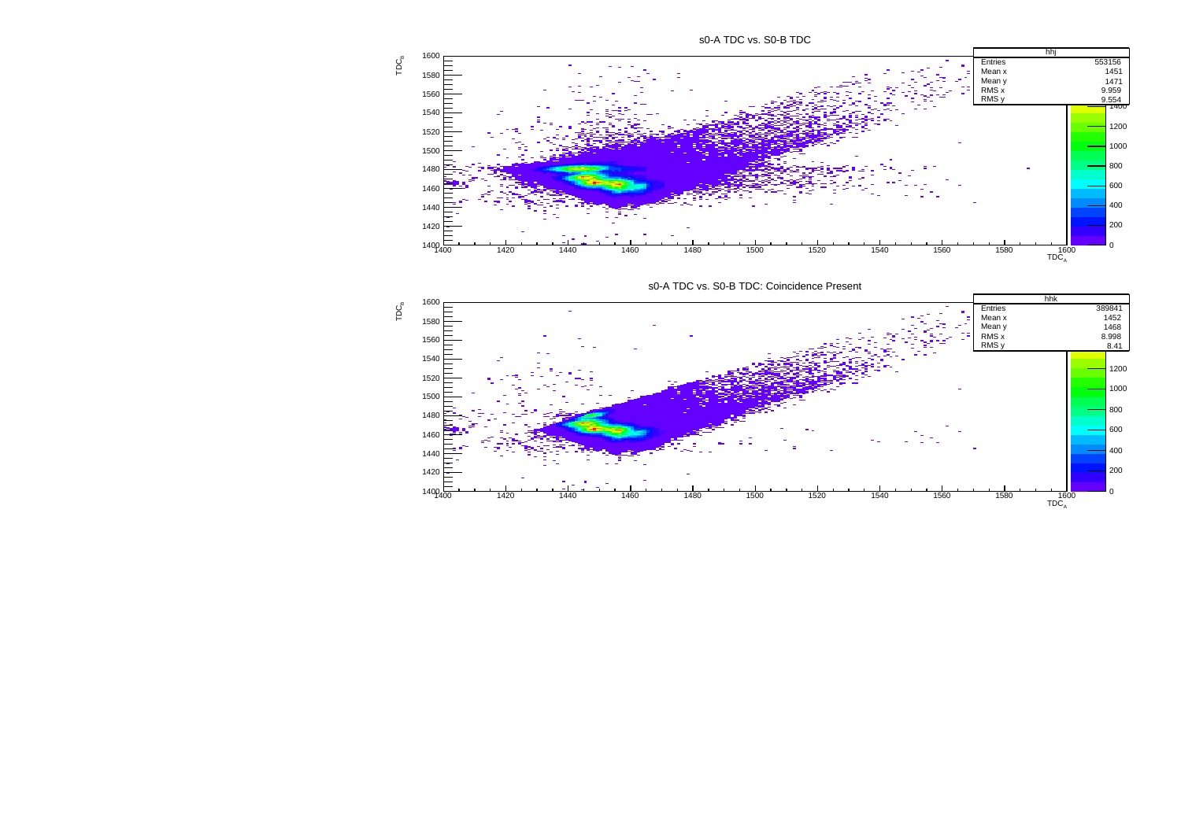s0-A TDC vs. S0-B TDC

hhj

Entries 553156

Mean x 1451

Mean y 1471

RMS x 9.959

RMS y 9.554

$TDC_B$

1400 1420 1440 1460 1480 1500 1520 1540 1560 1580 1600

1400 1420 1440 1460 1480 1500 1520 1540 1560 1580 1600

$TDC_A$

0 200 400 600 800 1000 1200 1400

s0-A TDC vs. S0-B TDC: Coincidence Present

hhk

Entries 389841

Mean x 1452

Mean y 1468

RMS x 8.998

RMS y 8.41

$TDC_B$

1400 1420 1440 1460 1480 1500 1520 1540 1560 1580 1600

1400 1420 1440 1460 1480 1500 1520 1540 1560 1580 1600

$TDC_A$

0 200 400 600 800 1000 1200